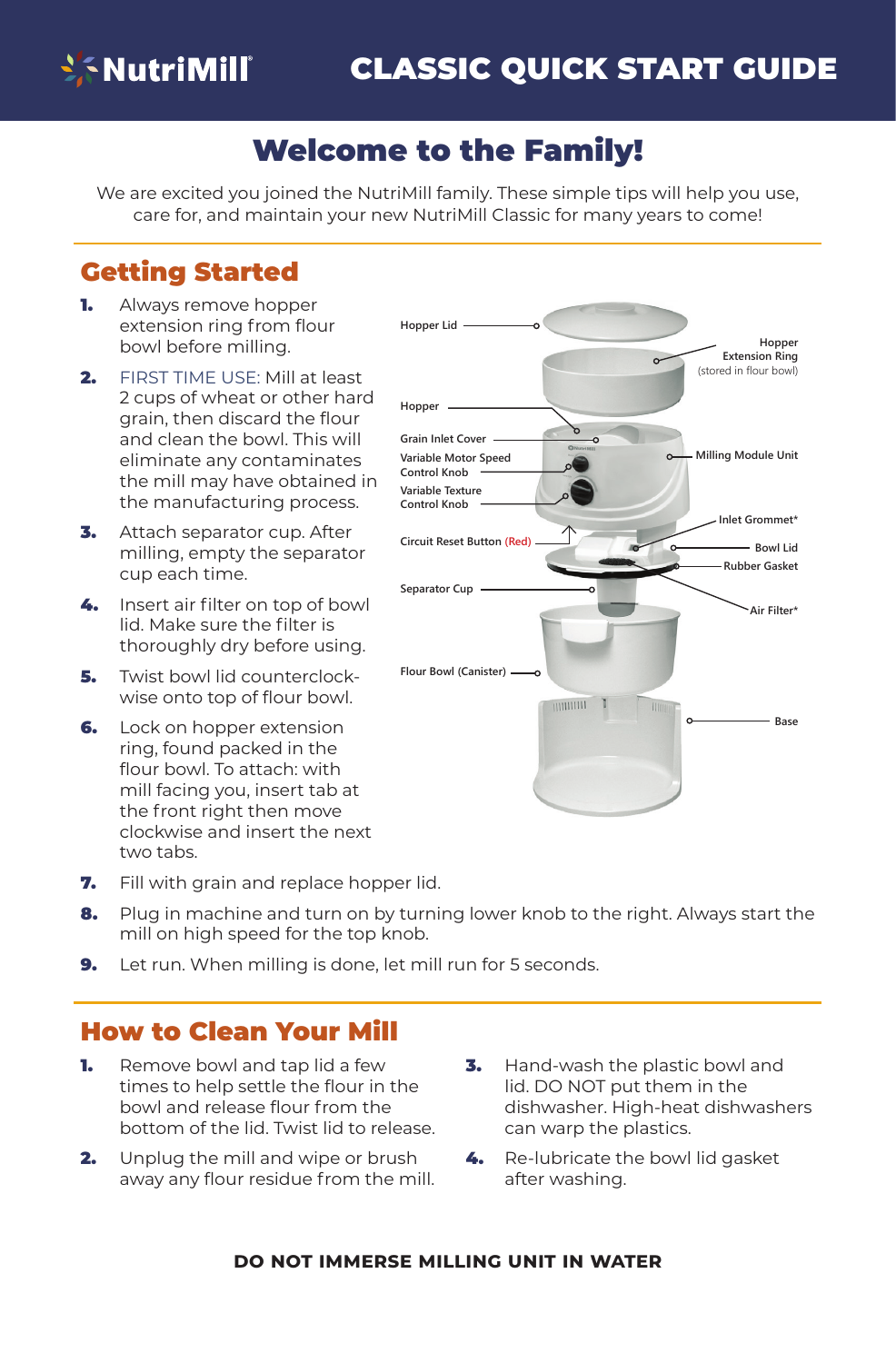# NutriMill CLASSIC QUICK START GUIDE

## Welcome to the Family!

We are excited you joined the NutriMill family. These simple tips will help you use, care for, and maintain your new NutriMill Classic for many years to come!

## Getting Started

1. Always remove hopper extension ring from flour bowl before milling.
2. FIRST TIME USE: Mill at least 2 cups of wheat or other hard grain, then discard the flour and clean the bowl. This will eliminate any contaminates the mill may have obtained in the manufacturing process.
3. Attach separator cup. After milling, empty the separator cup each time.
4. Insert air filter on top of bowl lid. Make sure the filter is thoroughly dry before using.
5. Twist bowl lid counterclockwise onto top of flour bowl.
6. Lock on hopper extension ring, found packed in the flour bowl. To attach: with mill facing you, insert tab at the front right then move clockwise and insert the next two tabs.
7. Fill with grain and replace hopper lid.
8. Plug in machine and turn on by turning lower knob to the right. Always start the mill on high speed for the top knob.
9. Let run. When milling is done, let mill run for 5 seconds.

Hopper Lid
Hopper Extension Ring (stored in flour bowl)
Hopper
Grain Inlet Cover
Variable Motor Speed Control Knob
Variable Texture Control Knob
Milling Module Unit
Inlet Grommet*
Circuit Reset Button (Red)
Bowl Lid
Rubber Gasket
Separator Cup
Air Filter*
Flour Bowl (Canister)
Base

## How to Clean Your Mill

1. Remove bowl and tap lid a few times to help settle the flour in the bowl and release flour from the bottom of the lid. Twist lid to release.
2. Unplug the mill and wipe or brush away any flour residue from the mill.
3. Hand-wash the plastic bowl and lid. DO NOT put them in the dishwasher. High-heat dishwashers can warp the plastics.
4. Re-lubricate the bowl lid gasket after washing.

**DO NOT IMMERSE MILLING UNIT IN WATER**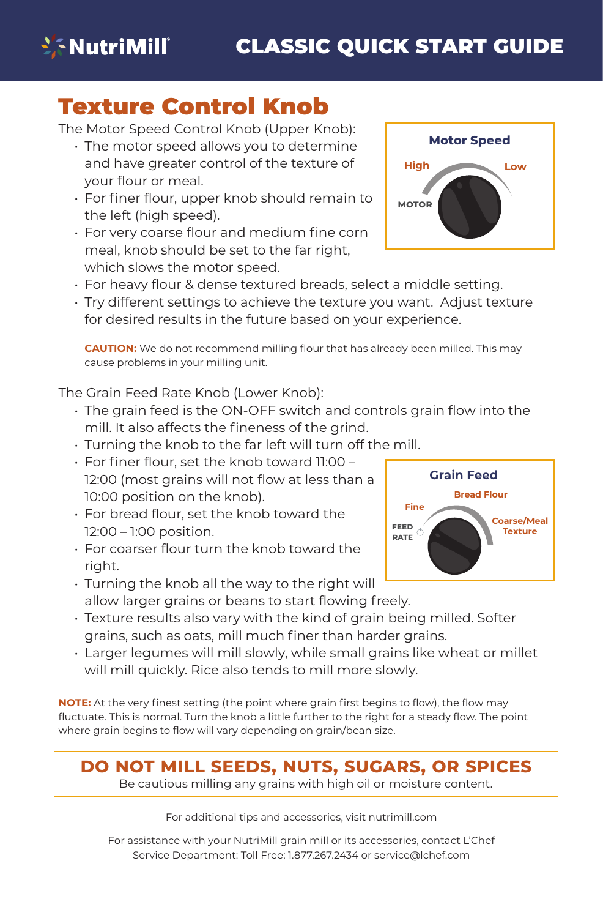# Texture Control Knob

The Motor Speed Control Knob (Upper Knob):

- The motor speed allows you to determine and have greater control of the texture of your flour or meal.
- For finer flour, upper knob should remain to the left (high speed).
- For very coarse flour and medium fine corn meal, knob should be set to the far right, which slows the motor speed.
- For heavy flour & dense textured breads, select a middle setting.
- Try different settings to achieve the texture you want. Adjust texture for desired results in the future based on your experience.

**Motor Speed**

High

Low

MOTOR

**CAUTION:** We do not recommend milling flour that has already been milled. This may cause problems in your milling unit.

The Grain Feed Rate Knob (Lower Knob):

- The grain feed is the ON-OFF switch and controls grain flow into the mill. It also affects the fineness of the grind.
- Turning the knob to the far left will turn off the mill.
- For finer flour, set the knob toward 11:00 – 12:00 (most grains will not flow at less than a 10:00 position on the knob).
- For bread flour, set the knob toward the 12:00 – 1:00 position.
- For coarser flour turn the knob toward the right.
- Turning the knob all the way to the right will allow larger grains or beans to start flowing freely.
- Texture results also vary with the kind of grain being milled. Softer grains, such as oats, mill much finer than harder grains.
- Larger legumes will mill slowly, while small grains like wheat or millet will mill quickly. Rice also tends to mill more slowly.

**Grain Feed**

Bread Flour

Fine

Coarse/Meal Texture

FEED RATE

**NOTE:** At the very finest setting (the point where grain first begins to flow), the flow may fluctuate. This is normal. Turn the knob a little further to the right for a steady flow. The point where grain begins to flow will vary depending on grain/bean size.

## DO NOT MILL SEEDS, NUTS, SUGARS, OR SPICES

Be cautious milling any grains with high oil or moisture content.

For additional tips and accessories, visit nutrimill.com

For assistance with your NutriMill grain mill or its accessories, contact L'Chef Service Department: Toll Free: 1.877.267.2434 or service@lchef.com